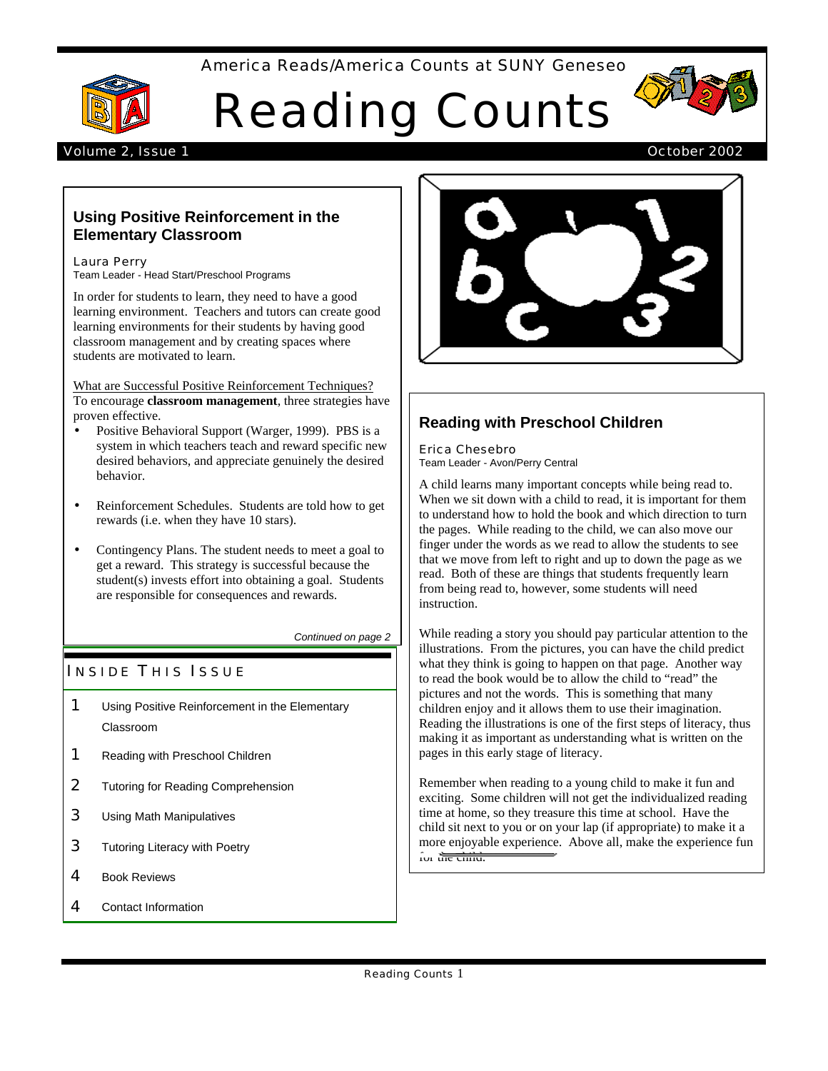America Reads/America Counts at SUNY Geneseo

# Reading Counts

Volume 2, Issue 1 — October 2002

## Using Positive Reinforcement in the Elementary Classroom

Laura Perry
Team Leader - Head Start/Preschool Programs

In order for students to learn, they need to have a good learning environment. Teachers and tutors can create good learning environments for their students by having good classroom management and by creating spaces where students are motivated to learn.

What are Successful Positive Reinforcement Techniques?
To encourage **classroom management**, three strategies have proven effective.

- Positive Behavioral Support (Warger, 1999). PBS is a system in which teachers teach and reward specific new desired behaviors, and appreciate genuinely the desired behavior.
- Reinforcement Schedules. Students are told how to get rewards (i.e. when they have 10 stars).
- Contingency Plans. The student needs to meet a goal to get a reward. This strategy is successful because the student(s) invests effort into obtaining a goal. Students are responsible for consequences and rewards.

*Continued on page 2*

## Inside This Issue

1 Using Positive Reinforcement in the Elementary Classroom
1 Reading with Preschool Children
2 Tutoring for Reading Comprehension
3 Using Math Manipulatives
3 Tutoring Literacy with Poetry
4 Book Reviews
4 Contact Information

## Reading with Preschool Children

Erica Chesebro
Team Leader - Avon/Perry Central

A child learns many important concepts while being read to. When we sit down with a child to read, it is important for them to understand how to hold the book and which direction to turn the pages. While reading to the child, we can also move our finger under the words as we read to allow the students to see that we move from left to right and up to down the page as we read. Both of these are things that students frequently learn from being read to, however, some students will need instruction.

While reading a story you should pay particular attention to the illustrations. From the pictures, you can have the child predict what they think is going to happen on that page. Another way to read the book would be to allow the child to "read" the pictures and not the words. This is something that many children enjoy and it allows them to use their imagination. Reading the illustrations is one of the first steps of literacy, thus making it as important as understanding what is written on the pages in this early stage of literacy.

Remember when reading to a young child to make it fun and exciting. Some children will not get the individualized reading time at home, so they treasure this time at school. Have the child sit next to you or on your lap (if appropriate) to make it a more enjoyable experience. Above all, make the experience fun for the child.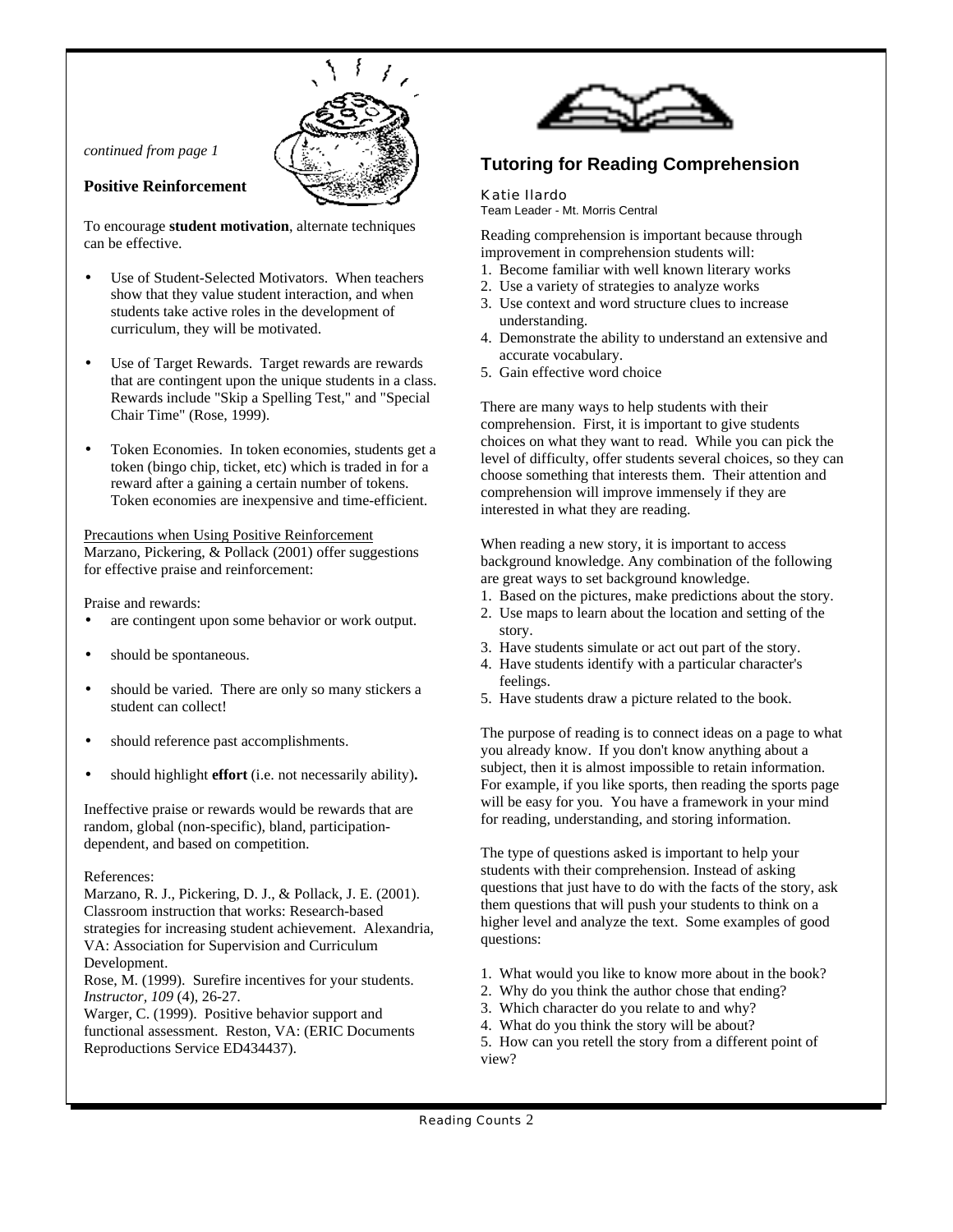*continued from page 1*

**Positive Reinforcement**

To encourage **student motivation**, alternate techniques can be effective.

- Use of Student-Selected Motivators. When teachers show that they value student interaction, and when students take active roles in the development of curriculum, they will be motivated.
- Use of Target Rewards. Target rewards are rewards that are contingent upon the unique students in a class. Rewards include "Skip a Spelling Test," and "Special Chair Time" (Rose, 1999).
- Token Economies. In token economies, students get a token (bingo chip, ticket, etc) which is traded in for a reward after a gaining a certain number of tokens. Token economies are inexpensive and time-efficient.

<u>Precautions when Using Positive Reinforcement</u>
Marzano, Pickering, & Pollack (2001) offer suggestions for effective praise and reinforcement:

Praise and rewards:

- are contingent upon some behavior or work output.
- should be spontaneous.
- should be varied. There are only so many stickers a student can collect!
- should reference past accomplishments.
- should highlight **effort** (i.e. not necessarily ability)**.**

Ineffective praise or rewards would be rewards that are random, global (non-specific), bland, participation-dependent, and based on competition.

References:
Marzano, R. J., Pickering, D. J., & Pollack, J. E. (2001). Classroom instruction that works: Research-based strategies for increasing student achievement. Alexandria, VA: Association for Supervision and Curriculum Development.
Rose, M. (1999). Surefire incentives for your students. *Instructor, 109* (4), 26-27.
Warger, C. (1999). Positive behavior support and functional assessment. Reston, VA: (ERIC Documents Reproductions Service ED434437).

## Tutoring for Reading Comprehension

Katie Ilardo
Team Leader - Mt. Morris Central

Reading comprehension is important because through improvement in comprehension students will:

1. Become familiar with well known literary works
2. Use a variety of strategies to analyze works
3. Use context and word structure clues to increase understanding.
4. Demonstrate the ability to understand an extensive and accurate vocabulary.
5. Gain effective word choice

There are many ways to help students with their comprehension. First, it is important to give students choices on what they want to read. While you can pick the level of difficulty, offer students several choices, so they can choose something that interests them. Their attention and comprehension will improve immensely if they are interested in what they are reading.

When reading a new story, it is important to access background knowledge. Any combination of the following are great ways to set background knowledge.

1. Based on the pictures, make predictions about the story.
2. Use maps to learn about the location and setting of the story.
3. Have students simulate or act out part of the story.
4. Have students identify with a particular character's feelings.
5. Have students draw a picture related to the book.

The purpose of reading is to connect ideas on a page to what you already know. If you don't know anything about a subject, then it is almost impossible to retain information. For example, if you like sports, then reading the sports page will be easy for you. You have a framework in your mind for reading, understanding, and storing information.

The type of questions asked is important to help your students with their comprehension. Instead of asking questions that just have to do with the facts of the story, ask them questions that will push your students to think on a higher level and analyze the text. Some examples of good questions:

1. What would you like to know more about in the book?
2. Why do you think the author chose that ending?
3. Which character do you relate to and why?
4. What do you think the story will be about?
5. How can you retell the story from a different point of view?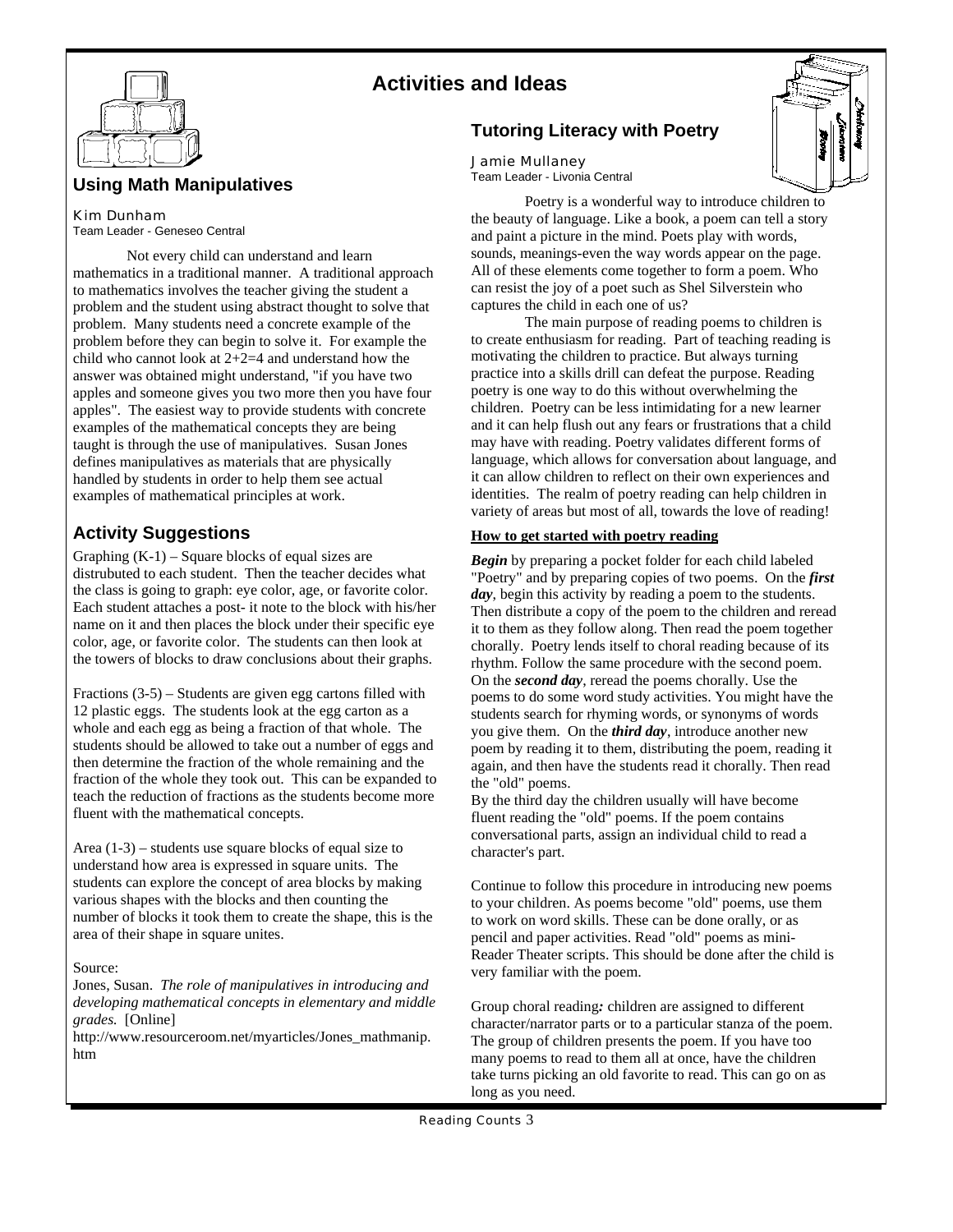# Activities and Ideas

## Using Math Manipulatives

Kim Dunham
Team Leader - Geneseo Central

Not every child can understand and learn mathematics in a traditional manner. A traditional approach to mathematics involves the teacher giving the student a problem and the student using abstract thought to solve that problem. Many students need a concrete example of the problem before they can begin to solve it. For example the child who cannot look at 2+2=4 and understand how the answer was obtained might understand, "if you have two apples and someone gives you two more then you have four apples". The easiest way to provide students with concrete examples of the mathematical concepts they are being taught is through the use of manipulatives. Susan Jones defines manipulatives as materials that are physically handled by students in order to help them see actual examples of mathematical principles at work.

## Activity Suggestions

Graphing (K-1) – Square blocks of equal sizes are distrubuted to each student. Then the teacher decides what the class is going to graph: eye color, age, or favorite color. Each student attaches a post- it note to the block with his/her name on it and then places the block under their specific eye color, age, or favorite color. The students can then look at the towers of blocks to draw conclusions about their graphs.

Fractions (3-5) – Students are given egg cartons filled with 12 plastic eggs. The students look at the egg carton as a whole and each egg as being a fraction of that whole. The students should be allowed to take out a number of eggs and then determine the fraction of the whole remaining and the fraction of the whole they took out. This can be expanded to teach the reduction of fractions as the students become more fluent with the mathematical concepts.

Area (1-3) – students use square blocks of equal size to understand how area is expressed in square units. The students can explore the concept of area blocks by making various shapes with the blocks and then counting the number of blocks it took them to create the shape, this is the area of their shape in square unites.

Source:
Jones, Susan. *The role of manipulatives in introducing and developing mathematical concepts in elementary and middle grades.* [Online]
http://www.resourceroom.net/myarticles/Jones_mathmanip.htm

## Tutoring Literacy with Poetry

Jamie Mullaney
Team Leader - Livonia Central

Poetry is a wonderful way to introduce children to the beauty of language. Like a book, a poem can tell a story and paint a picture in the mind. Poets play with words, sounds, meanings-even the way words appear on the page. All of these elements come together to form a poem. Who can resist the joy of a poet such as Shel Silverstein who captures the child in each one of us?

The main purpose of reading poems to children is to create enthusiasm for reading. Part of teaching reading is motivating the children to practice. But always turning practice into a skills drill can defeat the purpose. Reading poetry is one way to do this without overwhelming the children. Poetry can be less intimidating for a new learner and it can help flush out any fears or frustrations that a child may have with reading. Poetry validates different forms of language, which allows for conversation about language, and it can allow children to reflect on their own experiences and identities. The realm of poetry reading can help children in variety of areas but most of all, towards the love of reading!

**How to get started with poetry reading**

***Begin*** by preparing a pocket folder for each child labeled "Poetry" and by preparing copies of two poems. On the ***first day***, begin this activity by reading a poem to the students. Then distribute a copy of the poem to the children and reread it to them as they follow along. Then read the poem together chorally. Poetry lends itself to choral reading because of its rhythm. Follow the same procedure with the second poem. On the ***second day***, reread the poems chorally. Use the poems to do some word study activities. You might have the students search for rhyming words, or synonyms of words you give them. On the ***third day***, introduce another new poem by reading it to them, distributing the poem, reading it again, and then have the students read it chorally. Then read the "old" poems.

By the third day the children usually will have become fluent reading the "old" poems. If the poem contains conversational parts, assign an individual child to read a character's part.

Continue to follow this procedure in introducing new poems to your children. As poems become "old" poems, use them to work on word skills. These can be done orally, or as pencil and paper activities. Read "old" poems as mini-Reader Theater scripts. This should be done after the child is very familiar with the poem.

Group choral reading***:*** children are assigned to different character/narrator parts or to a particular stanza of the poem. The group of children presents the poem. If you have too many poems to read to them all at once, have the children take turns picking an old favorite to read. This can go on as long as you need.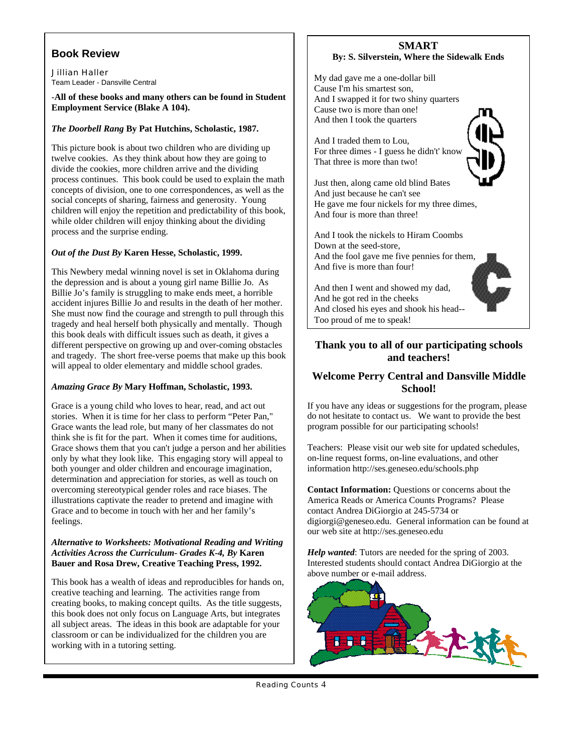## Book Review

Jillian Haller
Team Leader - Dansville Central

-**All of these books and many others can be found in Student Employment Service (Blake A 104).**

***The Doorbell Rang* By Pat Hutchins, Scholastic, 1987.**

This picture book is about two children who are dividing up twelve cookies. As they think about how they are going to divide the cookies, more children arrive and the dividing process continues. This book could be used to explain the math concepts of division, one to one correspondences, as well as the social concepts of sharing, fairness and generosity. Young children will enjoy the repetition and predictability of this book, while older children will enjoy thinking about the dividing process and the surprise ending.

***Out of the Dust By* Karen Hesse, Scholastic, 1999.**

This Newbery medal winning novel is set in Oklahoma during the depression and is about a young girl name Billie Jo. As Billie Jo's family is struggling to make ends meet, a horrible accident injures Billie Jo and results in the death of her mother. She must now find the courage and strength to pull through this tragedy and heal herself both physically and mentally. Though this book deals with difficult issues such as death, it gives a different perspective on growing up and over-coming obstacles and tragedy. The short free-verse poems that make up this book will appeal to older elementary and middle school grades.

***Amazing Grace By* Mary Hoffman, Scholastic, 1993.**

Grace is a young child who loves to hear, read, and act out stories. When it is time for her class to perform "Peter Pan," Grace wants the lead role, but many of her classmates do not think she is fit for the part. When it comes time for auditions, Grace shows them that you can't judge a person and her abilities only by what they look like. This engaging story will appeal to both younger and older children and encourage imagination, determination and appreciation for stories, as well as touch on overcoming stereotypical gender roles and race biases. The illustrations captivate the reader to pretend and imagine with Grace and to become in touch with her and her family's feelings.

***Alternative to Worksheets: Motivational Reading and Writing Activities Across the Curriculum- Grades K-4, By* Karen Bauer and Rosa Drew, Creative Teaching Press, 1992.**

This book has a wealth of ideas and reproducibles for hands on, creative teaching and learning. The activities range from creating books, to making concept quilts. As the title suggests, this book does not only focus on Language Arts, but integrates all subject areas. The ideas in this book are adaptable for your classroom or can be individualized for the children you are working with in a tutoring setting.

## SMART

**By: S. Silverstein, Where the Sidewalk Ends**

My dad gave me a one-dollar bill
Cause I'm his smartest son,
And I swapped it for two shiny quarters
Cause two is more than one!
And then I took the quarters

And I traded them to Lou,
For three dimes - I guess he didn't' know
That three is more than two!

Just then, along came old blind Bates
And just because he can't see
He gave me four nickels for my three dimes,
And four is more than three!

And I took the nickels to Hiram Coombs
Down at the seed-store,
And the fool gave me five pennies for them,
And five is more than four!

And then I went and showed my dad,
And he got red in the cheeks
And closed his eyes and shook his head--
Too proud of me to speak!

### Thank you to all of our participating schools and teachers!

### Welcome Perry Central and Dansville Middle School!

If you have any ideas or suggestions for the program, please do not hesitate to contact us. We want to provide the best program possible for our participating schools!

Teachers: Please visit our web site for updated schedules, on-line request forms, on-line evaluations, and other information http://ses.geneseo.edu/schools.php

**Contact Information:** Questions or concerns about the America Reads or America Counts Programs? Please contact Andrea DiGiorgio at 245-5734 or digiorgi@geneseo.edu. General information can be found at our web site at http://ses.geneseo.edu

***Help wanted***: Tutors are needed for the spring of 2003. Interested students should contact Andrea DiGiorgio at the above number or e-mail address.